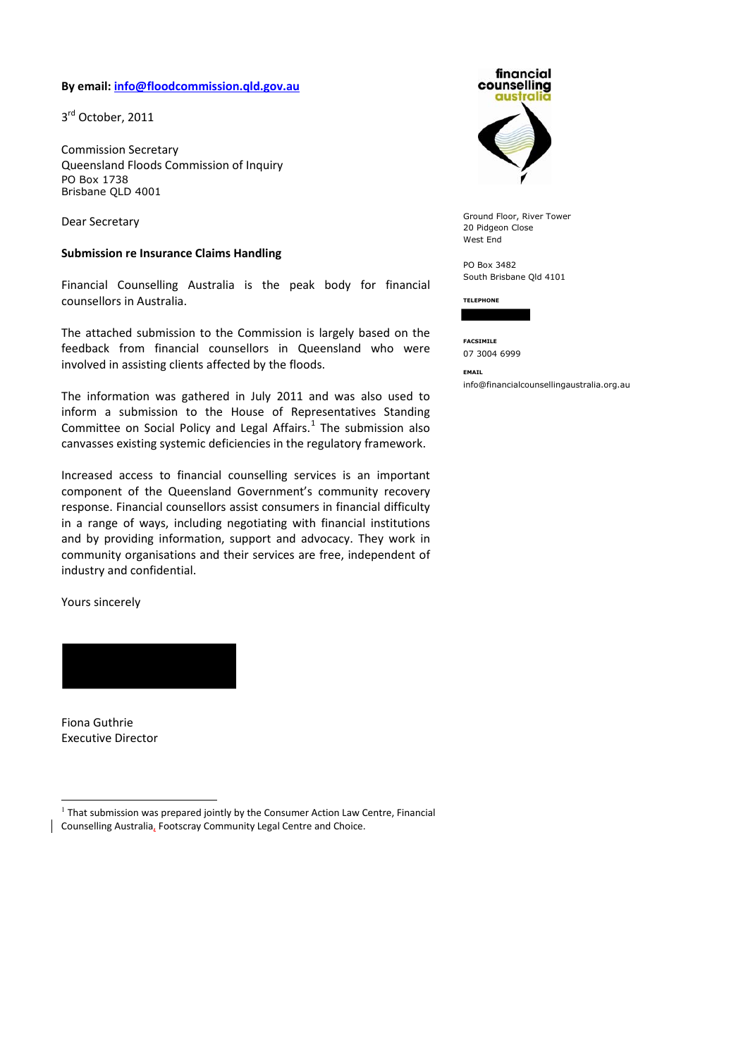**By email: info@floodcommission.qld.gov.au**

3rd October, 2011

Commission Secretary
Queensland Floods Commission of Inquiry
PO Box 1738
Brisbane QLD 4001

financial counselling australia

Ground Floor, River Tower
20 Pidgeon Close
West End

PO Box 3482
South Brisbane Qld 4101

TELEPHONE

FACSIMILE
07 3004 6999

EMAIL
info@financialcounsellingaustralia.org.au

Dear Secretary

**Submission re Insurance Claims Handling**

Financial Counselling Australia is the peak body for financial counsellors in Australia.

The attached submission to the Commission is largely based on the feedback from financial counsellors in Queensland who were involved in assisting clients affected by the floods.

The information was gathered in July 2011 and was also used to inform a submission to the House of Representatives Standing Committee on Social Policy and Legal Affairs.[1] The submission also canvasses existing systemic deficiencies in the regulatory framework.

Increased access to financial counselling services is an important component of the Queensland Government's community recovery response. Financial counsellors assist consumers in financial difficulty in a range of ways, including negotiating with financial institutions and by providing information, support and advocacy. They work in community organisations and their services are free, independent of industry and confidential.

Yours sincerely

Fiona Guthrie
Executive Director

[1] That submission was prepared jointly by the Consumer Action Law Centre, Financial Counselling Australia, Footscray Community Legal Centre and Choice.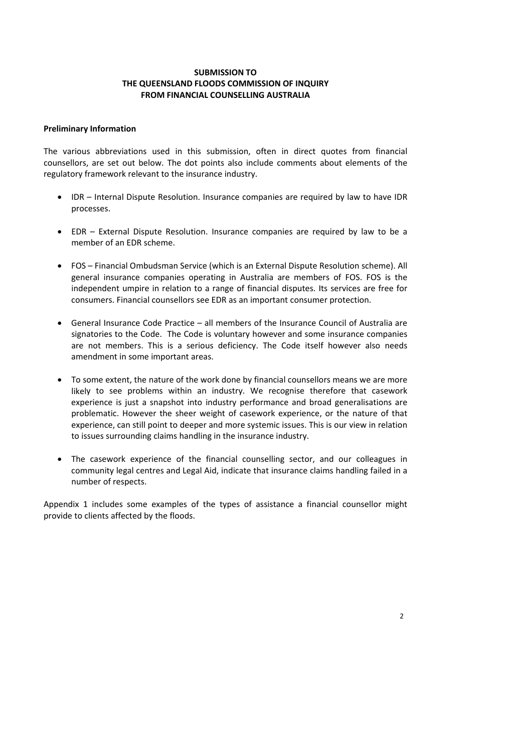**SUBMISSION TO**
**THE QUEENSLAND FLOODS COMMISSION OF INQUIRY**
**FROM FINANCIAL COUNSELLING AUSTRALIA**

**Preliminary Information**

The various abbreviations used in this submission, often in direct quotes from financial counsellors, are set out below. The dot points also include comments about elements of the regulatory framework relevant to the insurance industry.

- IDR – Internal Dispute Resolution. Insurance companies are required by law to have IDR processes.

- EDR – External Dispute Resolution. Insurance companies are required by law to be a member of an EDR scheme.

- FOS – Financial Ombudsman Service (which is an External Dispute Resolution scheme). All general insurance companies operating in Australia are members of FOS. FOS is the independent umpire in relation to a range of financial disputes. Its services are free for consumers. Financial counsellors see EDR as an important consumer protection.

- General Insurance Code Practice – all members of the Insurance Council of Australia are signatories to the Code. The Code is voluntary however and some insurance companies are not members. This is a serious deficiency. The Code itself however also needs amendment in some important areas.

- To some extent, the nature of the work done by financial counsellors means we are more likely to see problems within an industry. We recognise therefore that casework experience is just a snapshot into industry performance and broad generalisations are problematic. However the sheer weight of casework experience, or the nature of that experience, can still point to deeper and more systemic issues. This is our view in relation to issues surrounding claims handling in the insurance industry.

- The casework experience of the financial counselling sector, and our colleagues in community legal centres and Legal Aid, indicate that insurance claims handling failed in a number of respects.

Appendix 1 includes some examples of the types of assistance a financial counsellor might provide to clients affected by the floods.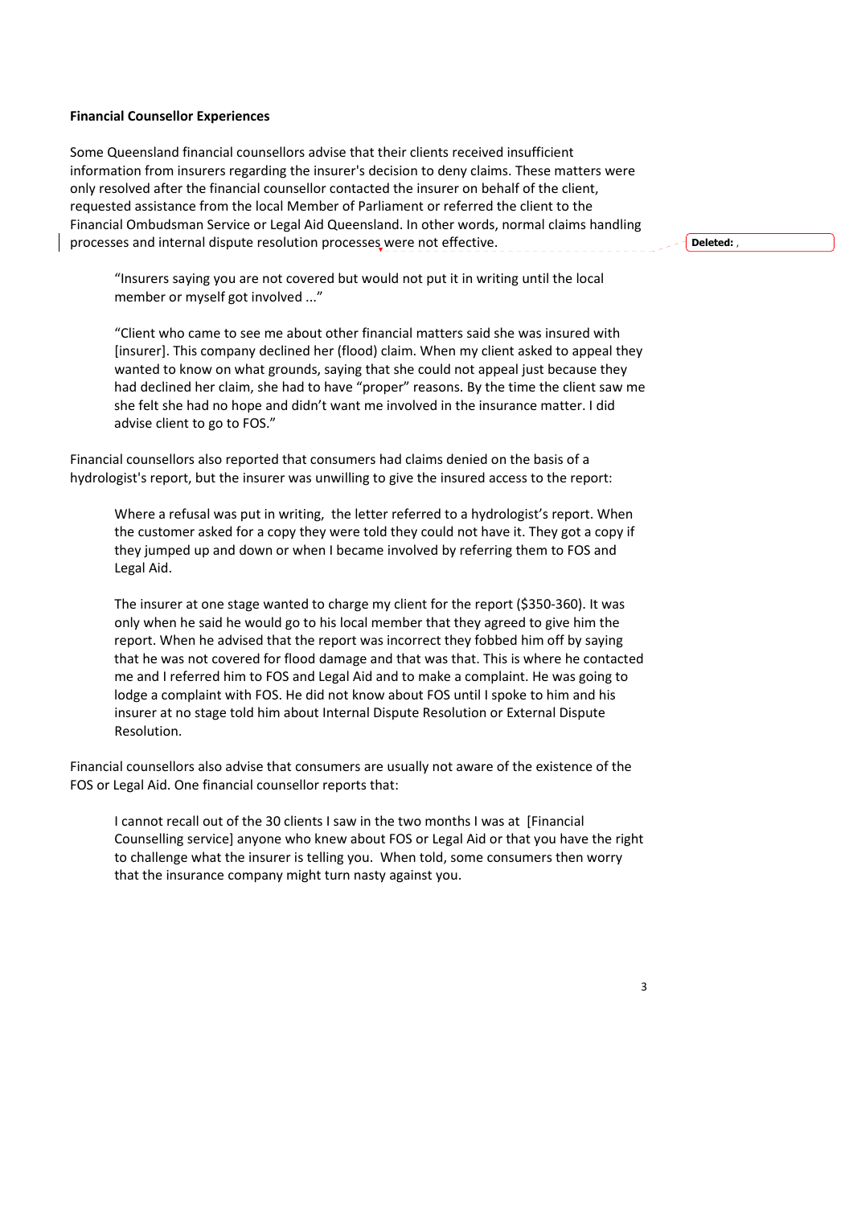**Financial Counsellor Experiences**

Some Queensland financial counsellors advise that their clients received insufficient information from insurers regarding the insurer's decision to deny claims. These matters were only resolved after the financial counsellor contacted the insurer on behalf of the client, requested assistance from the local Member of Parliament or referred the client to the Financial Ombudsman Service or Legal Aid Queensland. In other words, normal claims handling processes and internal dispute resolution processes were not effective.

> "Insurers saying you are not covered but would not put it in writing until the local member or myself got involved ..."
>
> "Client who came to see me about other financial matters said she was insured with [insurer]. This company declined her (flood) claim. When my client asked to appeal they wanted to know on what grounds, saying that she could not appeal just because they had declined her claim, she had to have "proper" reasons. By the time the client saw me she felt she had no hope and didn't want me involved in the insurance matter. I did advise client to go to FOS."

Financial counsellors also reported that consumers had claims denied on the basis of a hydrologist's report, but the insurer was unwilling to give the insured access to the report:

> Where a refusal was put in writing, the letter referred to a hydrologist's report. When the customer asked for a copy they were told they could not have it. They got a copy if they jumped up and down or when I became involved by referring them to FOS and Legal Aid.
>
> The insurer at one stage wanted to charge my client for the report ($350-360). It was only when he said he would go to his local member that they agreed to give him the report. When he advised that the report was incorrect they fobbed him off by saying that he was not covered for flood damage and that was that. This is where he contacted me and I referred him to FOS and Legal Aid and to make a complaint. He was going to lodge a complaint with FOS. He did not know about FOS until I spoke to him and his insurer at no stage told him about Internal Dispute Resolution or External Dispute Resolution.

Financial counsellors also advise that consumers are usually not aware of the existence of the FOS or Legal Aid. One financial counsellor reports that:

> I cannot recall out of the 30 clients I saw in the two months I was at [Financial Counselling service] anyone who knew about FOS or Legal Aid or that you have the right to challenge what the insurer is telling you. When told, some consumers then worry that the insurance company might turn nasty against you.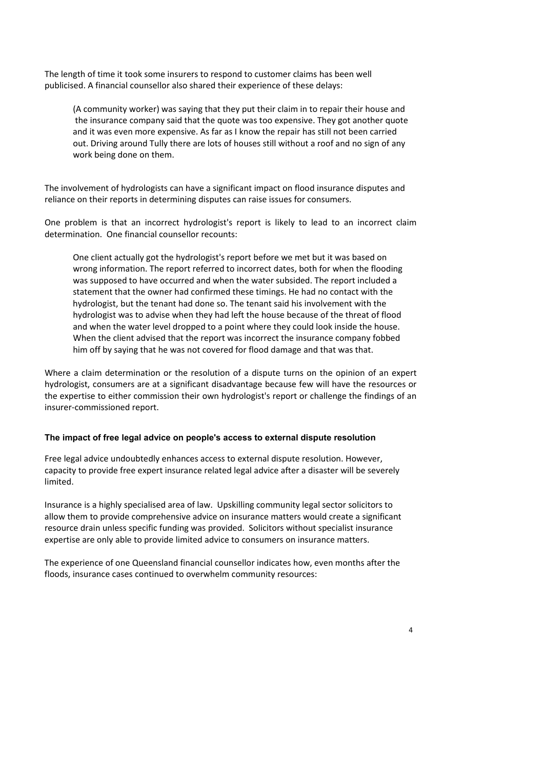The length of time it took some insurers to respond to customer claims has been well publicised. A financial counsellor also shared their experience of these delays:

> (A community worker) was saying that they put their claim in to repair their house and the insurance company said that the quote was too expensive. They got another quote and it was even more expensive. As far as I know the repair has still not been carried out. Driving around Tully there are lots of houses still without a roof and no sign of any work being done on them.

The involvement of hydrologists can have a significant impact on flood insurance disputes and reliance on their reports in determining disputes can raise issues for consumers.

One problem is that an incorrect hydrologist's report is likely to lead to an incorrect claim determination. One financial counsellor recounts:

> One client actually got the hydrologist's report before we met but it was based on wrong information. The report referred to incorrect dates, both for when the flooding was supposed to have occurred and when the water subsided. The report included a statement that the owner had confirmed these timings. He had no contact with the hydrologist, but the tenant had done so. The tenant said his involvement with the hydrologist was to advise when they had left the house because of the threat of flood and when the water level dropped to a point where they could look inside the house. When the client advised that the report was incorrect the insurance company fobbed him off by saying that he was not covered for flood damage and that was that.

Where a claim determination or the resolution of a dispute turns on the opinion of an expert hydrologist, consumers are at a significant disadvantage because few will have the resources or the expertise to either commission their own hydrologist's report or challenge the findings of an insurer-commissioned report.

#### The impact of free legal advice on people's access to external dispute resolution

Free legal advice undoubtedly enhances access to external dispute resolution. However, capacity to provide free expert insurance related legal advice after a disaster will be severely limited.

Insurance is a highly specialised area of law. Upskilling community legal sector solicitors to allow them to provide comprehensive advice on insurance matters would create a significant resource drain unless specific funding was provided. Solicitors without specialist insurance expertise are only able to provide limited advice to consumers on insurance matters.

The experience of one Queensland financial counsellor indicates how, even months after the floods, insurance cases continued to overwhelm community resources: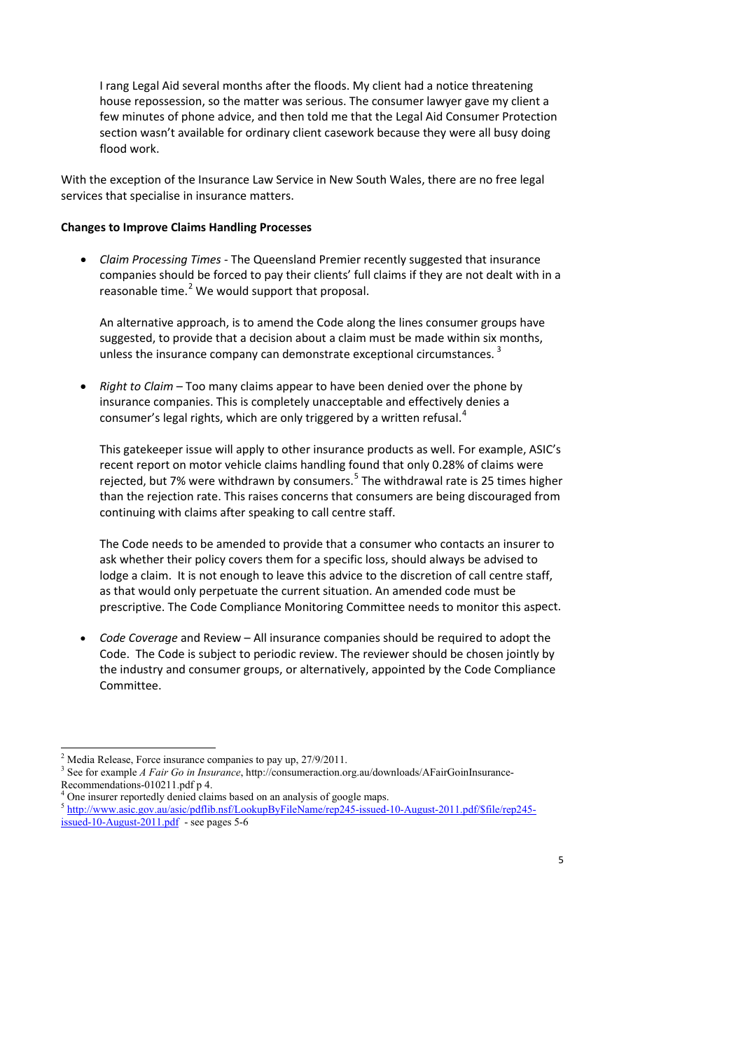> I rang Legal Aid several months after the floods. My client had a notice threatening house repossession, so the matter was serious. The consumer lawyer gave my client a few minutes of phone advice, and then told me that the Legal Aid Consumer Protection section wasn't available for ordinary client casework because they were all busy doing flood work.

With the exception of the Insurance Law Service in New South Wales, there are no free legal services that specialise in insurance matters.

**Changes to Improve Claims Handling Processes**

- *Claim Processing Times* - The Queensland Premier recently suggested that insurance companies should be forced to pay their clients' full claims if they are not dealt with in a reasonable time.[2] We would support that proposal.

  An alternative approach, is to amend the Code along the lines consumer groups have suggested, to provide that a decision about a claim must be made within six months, unless the insurance company can demonstrate exceptional circumstances.[3]

- *Right to Claim* – Too many claims appear to have been denied over the phone by insurance companies. This is completely unacceptable and effectively denies a consumer's legal rights, which are only triggered by a written refusal.[4]

  This gatekeeper issue will apply to other insurance products as well. For example, ASIC's recent report on motor vehicle claims handling found that only 0.28% of claims were rejected, but 7% were withdrawn by consumers.[5] The withdrawal rate is 25 times higher than the rejection rate. This raises concerns that consumers are being discouraged from continuing with claims after speaking to call centre staff.

  The Code needs to be amended to provide that a consumer who contacts an insurer to ask whether their policy covers them for a specific loss, should always be advised to lodge a claim. It is not enough to leave this advice to the discretion of call centre staff, as that would only perpetuate the current situation. An amended code must be prescriptive. The Code Compliance Monitoring Committee needs to monitor this aspect.

- *Code Coverage* and Review – All insurance companies should be required to adopt the Code. The Code is subject to periodic review. The reviewer should be chosen jointly by the industry and consumer groups, or alternatively, appointed by the Code Compliance Committee.

---

[2] Media Release, Force insurance companies to pay up, 27/9/2011.

[3] See for example *A Fair Go in Insurance*, http://consumeraction.org.au/downloads/AFairGoinInsurance-Recommendations-010211.pdf p 4.

[4] One insurer reportedly denied claims based on an analysis of google maps.

[5] http://www.asic.gov.au/asic/pdflib.nsf/LookupByFileName/rep245-issued-10-August-2011.pdf/$file/rep245-issued-10-August-2011.pdf - see pages 5-6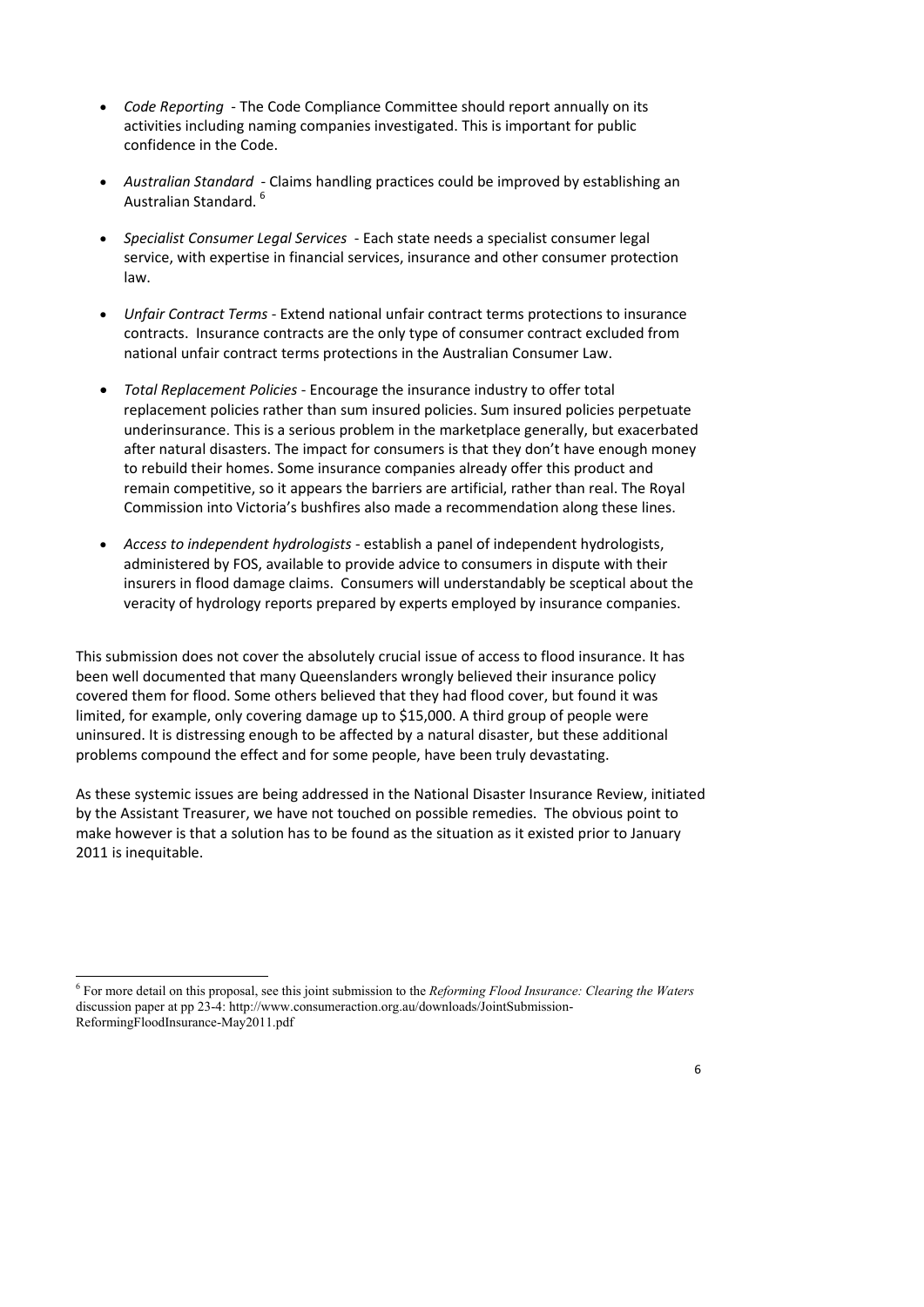- *Code Reporting* - The Code Compliance Committee should report annually on its activities including naming companies investigated. This is important for public confidence in the Code.
- *Australian Standard* - Claims handling practices could be improved by establishing an Australian Standard. [6]
- *Specialist Consumer Legal Services* - Each state needs a specialist consumer legal service, with expertise in financial services, insurance and other consumer protection law.
- *Unfair Contract Terms* - Extend national unfair contract terms protections to insurance contracts. Insurance contracts are the only type of consumer contract excluded from national unfair contract terms protections in the Australian Consumer Law.
- *Total Replacement Policies* - Encourage the insurance industry to offer total replacement policies rather than sum insured policies. Sum insured policies perpetuate underinsurance. This is a serious problem in the marketplace generally, but exacerbated after natural disasters. The impact for consumers is that they don't have enough money to rebuild their homes. Some insurance companies already offer this product and remain competitive, so it appears the barriers are artificial, rather than real. The Royal Commission into Victoria's bushfires also made a recommendation along these lines.
- *Access to independent hydrologists* - establish a panel of independent hydrologists, administered by FOS, available to provide advice to consumers in dispute with their insurers in flood damage claims. Consumers will understandably be sceptical about the veracity of hydrology reports prepared by experts employed by insurance companies.

This submission does not cover the absolutely crucial issue of access to flood insurance. It has been well documented that many Queenslanders wrongly believed their insurance policy covered them for flood. Some others believed that they had flood cover, but found it was limited, for example, only covering damage up to $15,000. A third group of people were uninsured. It is distressing enough to be affected by a natural disaster, but these additional problems compound the effect and for some people, have been truly devastating.

As these systemic issues are being addressed in the National Disaster Insurance Review, initiated by the Assistant Treasurer, we have not touched on possible remedies. The obvious point to make however is that a solution has to be found as the situation as it existed prior to January 2011 is inequitable.

---

[6] For more detail on this proposal, see this joint submission to the *Reforming Flood Insurance: Clearing the Waters* discussion paper at pp 23-4: http://www.consumeraction.org.au/downloads/JointSubmission-ReformingFloodInsurance-May2011.pdf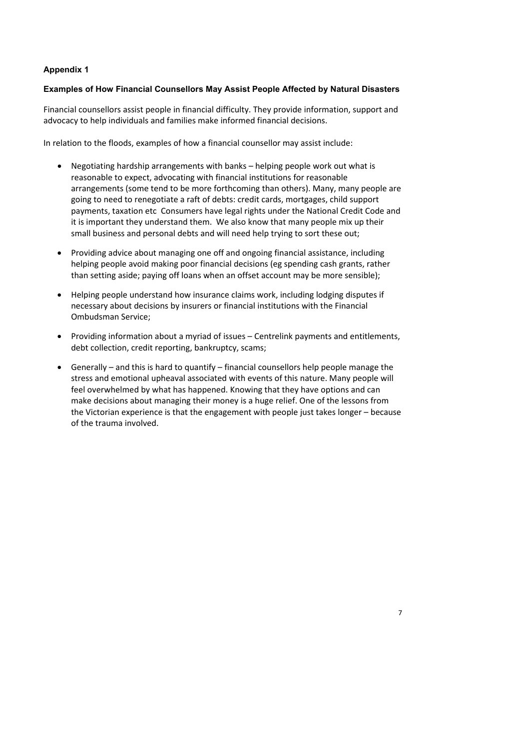**Appendix 1**

**Examples of How Financial Counsellors May Assist People Affected by Natural Disasters**

Financial counsellors assist people in financial difficulty. They provide information, support and advocacy to help individuals and families make informed financial decisions.

In relation to the floods, examples of how a financial counsellor may assist include:

- Negotiating hardship arrangements with banks – helping people work out what is reasonable to expect, advocating with financial institutions for reasonable arrangements (some tend to be more forthcoming than others). Many, many people are going to need to renegotiate a raft of debts: credit cards, mortgages, child support payments, taxation etc  Consumers have legal rights under the National Credit Code and it is important they understand them.  We also know that many people mix up their small business and personal debts and will need help trying to sort these out;

- Providing advice about managing one off and ongoing financial assistance, including helping people avoid making poor financial decisions (eg spending cash grants, rather than setting aside; paying off loans when an offset account may be more sensible);

- Helping people understand how insurance claims work, including lodging disputes if necessary about decisions by insurers or financial institutions with the Financial Ombudsman Service;

- Providing information about a myriad of issues – Centrelink payments and entitlements, debt collection, credit reporting, bankruptcy, scams;

- Generally – and this is hard to quantify – financial counsellors help people manage the stress and emotional upheaval associated with events of this nature. Many people will feel overwhelmed by what has happened. Knowing that they have options and can make decisions about managing their money is a huge relief. One of the lessons from the Victorian experience is that the engagement with people just takes longer – because of the trauma involved.